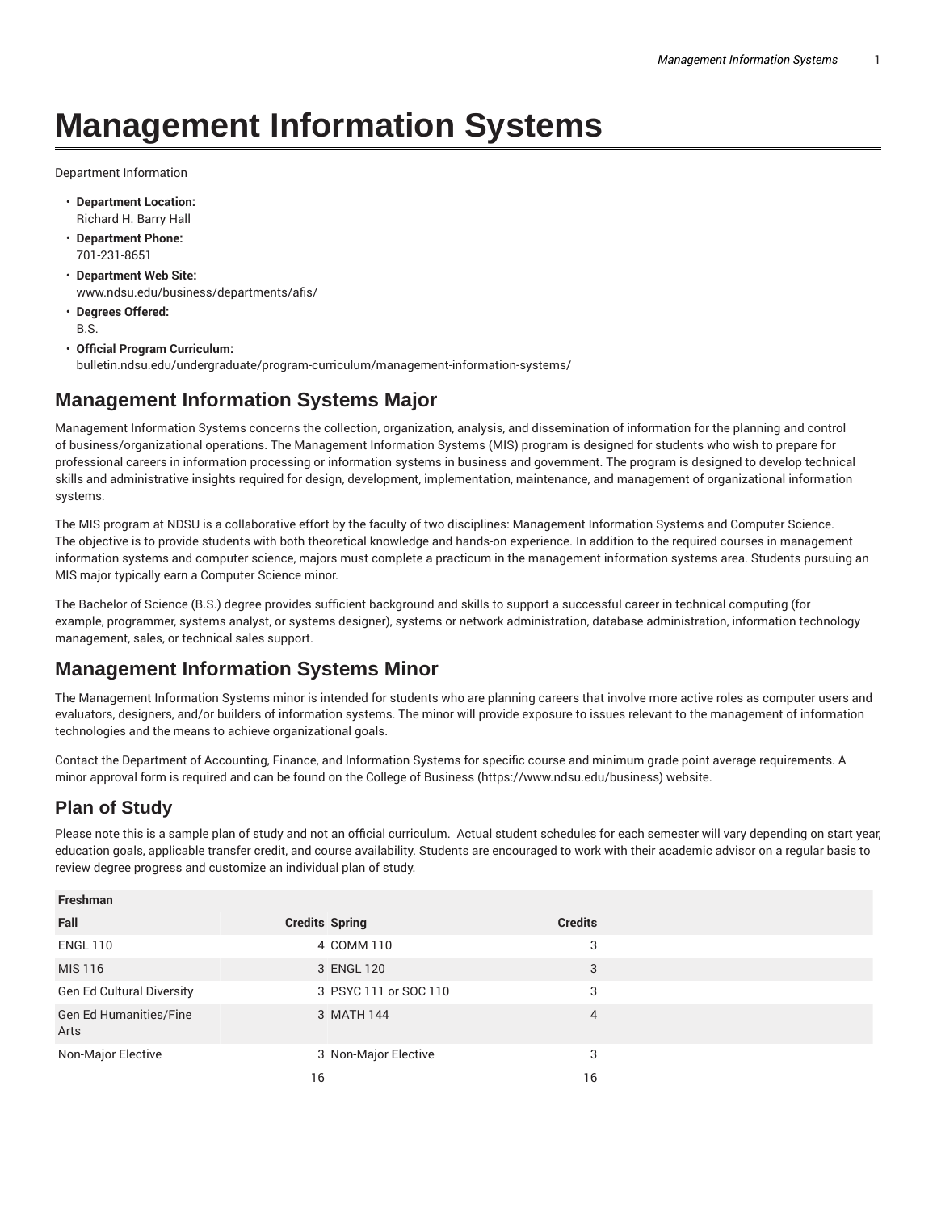# Management Information Systems

Department Information

- **Department Location:**
  Richard H. Barry Hall
- **Department Phone:**
  701-231-8651
- **Department Web Site:**
  www.ndsu.edu/business/departments/afis/
- **Degrees Offered:**
  B.S.
- **Official Program Curriculum:**
  bulletin.ndsu.edu/undergraduate/program-curriculum/management-information-systems/

## Management Information Systems Major

Management Information Systems concerns the collection, organization, analysis, and dissemination of information for the planning and control of business/organizational operations. The Management Information Systems (MIS) program is designed for students who wish to prepare for professional careers in information processing or information systems in business and government. The program is designed to develop technical skills and administrative insights required for design, development, implementation, maintenance, and management of organizational information systems.

The MIS program at NDSU is a collaborative effort by the faculty of two disciplines: Management Information Systems and Computer Science. The objective is to provide students with both theoretical knowledge and hands-on experience. In addition to the required courses in management information systems and computer science, majors must complete a practicum in the management information systems area. Students pursuing an MIS major typically earn a Computer Science minor.

The Bachelor of Science (B.S.) degree provides sufficient background and skills to support a successful career in technical computing (for example, programmer, systems analyst, or systems designer), systems or network administration, database administration, information technology management, sales, or technical sales support.

## Management Information Systems Minor

The Management Information Systems minor is intended for students who are planning careers that involve more active roles as computer users and evaluators, designers, and/or builders of information systems. The minor will provide exposure to issues relevant to the management of information technologies and the means to achieve organizational goals.

Contact the Department of Accounting, Finance, and Information Systems for specific course and minimum grade point average requirements. A minor approval form is required and can be found on the College of Business (https://www.ndsu.edu/business) website.

## Plan of Study

Please note this is a sample plan of study and not an official curriculum. Actual student schedules for each semester will vary depending on start year, education goals, applicable transfer credit, and course availability. Students are encouraged to work with their academic advisor on a regular basis to review degree progress and customize an individual plan of study.

| Freshman | | | |
|---|---|---|---|
| Fall | Credits | Spring | Credits |
| ENGL 110 | 4 | COMM 110 | 3 |
| MIS 116 | 3 | ENGL 120 | 3 |
| Gen Ed Cultural Diversity | 3 | PSYC 111 or SOC 110 | 3 |
| Gen Ed Humanities/Fine Arts | 3 | MATH 144 | 4 |
| Non-Major Elective | 3 | Non-Major Elective | 3 |
| | 16 | | 16 |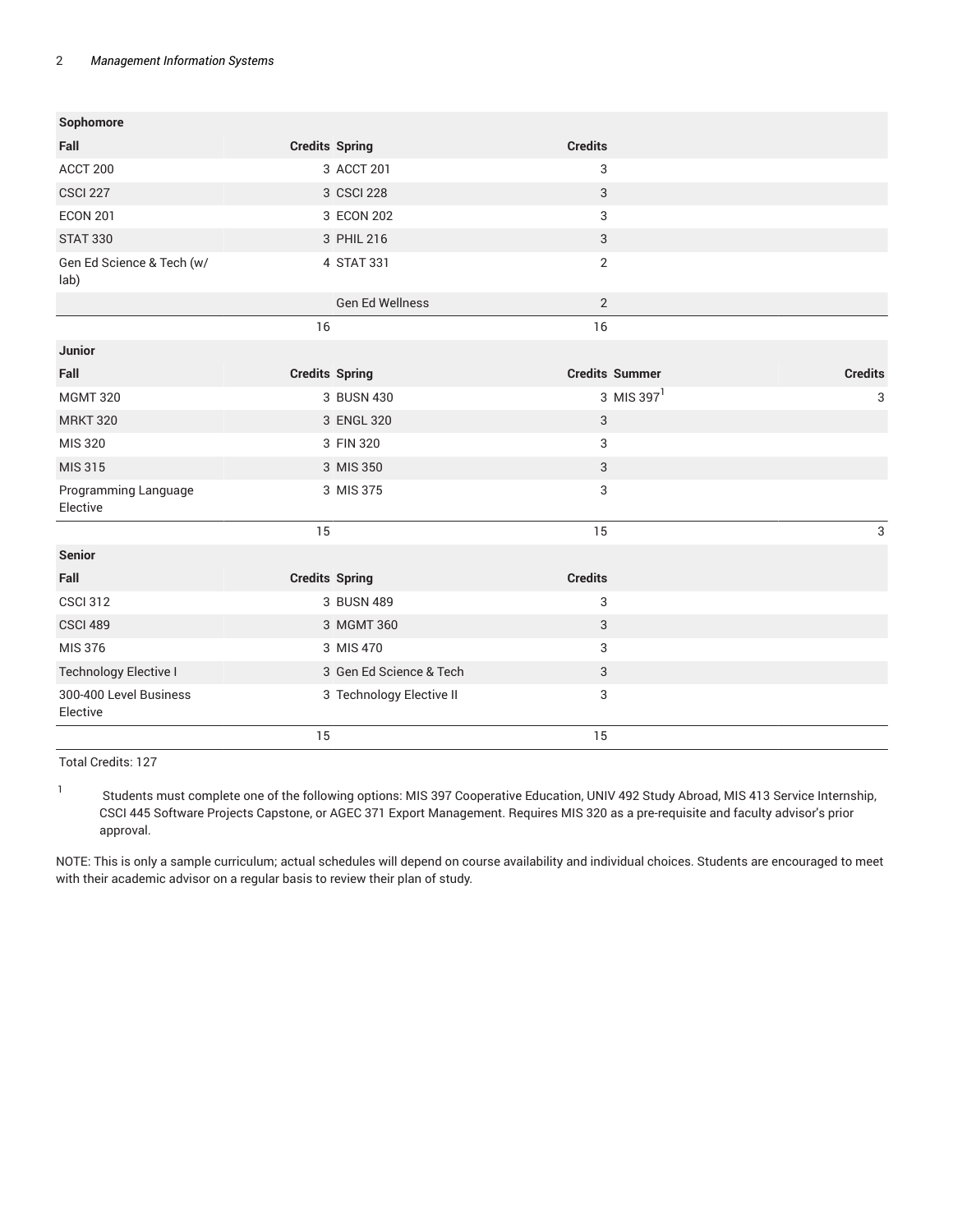| Sophomore | | | | | |
|---|---|---|---|---|---|
| Fall | Credits | Spring | Credits | | |
| ACCT 200 | 3 | ACCT 201 | 3 | | |
| CSCI 227 | 3 | CSCI 228 | 3 | | |
| ECON 201 | 3 | ECON 202 | 3 | | |
| STAT 330 | 3 | PHIL 216 | 3 | | |
| Gen Ed Science & Tech (w/ lab) | 4 | STAT 331 | 2 | | |
| | | Gen Ed Wellness | 2 | | |
| | 16 | | 16 | | |
| **Junior** | | | | | |
| Fall | Credits | Spring | Credits | Summer | Credits |
| MGMT 320 | 3 | BUSN 430 | 3 | MIS 397[1] | 3 |
| MRKT 320 | 3 | ENGL 320 | 3 | | |
| MIS 320 | 3 | FIN 320 | 3 | | |
| MIS 315 | 3 | MIS 350 | 3 | | |
| Programming Language Elective | 3 | MIS 375 | 3 | | |
| | 15 | | 15 | | 3 |
| **Senior** | | | | | |
| Fall | Credits | Spring | Credits | | |
| CSCI 312 | 3 | BUSN 489 | 3 | | |
| CSCI 489 | 3 | MGMT 360 | 3 | | |
| MIS 376 | 3 | MIS 470 | 3 | | |
| Technology Elective I | 3 | Gen Ed Science & Tech | 3 | | |
| 300-400 Level Business Elective | 3 | Technology Elective II | 3 | | |
| | 15 | | 15 | | |

Total Credits: 127

[1] Students must complete one of the following options: MIS 397 Cooperative Education, UNIV 492 Study Abroad, MIS 413 Service Internship, CSCI 445 Software Projects Capstone, or AGEC 371 Export Management. Requires MIS 320 as a pre-requisite and faculty advisor's prior approval.

NOTE: This is only a sample curriculum; actual schedules will depend on course availability and individual choices. Students are encouraged to meet with their academic advisor on a regular basis to review their plan of study.